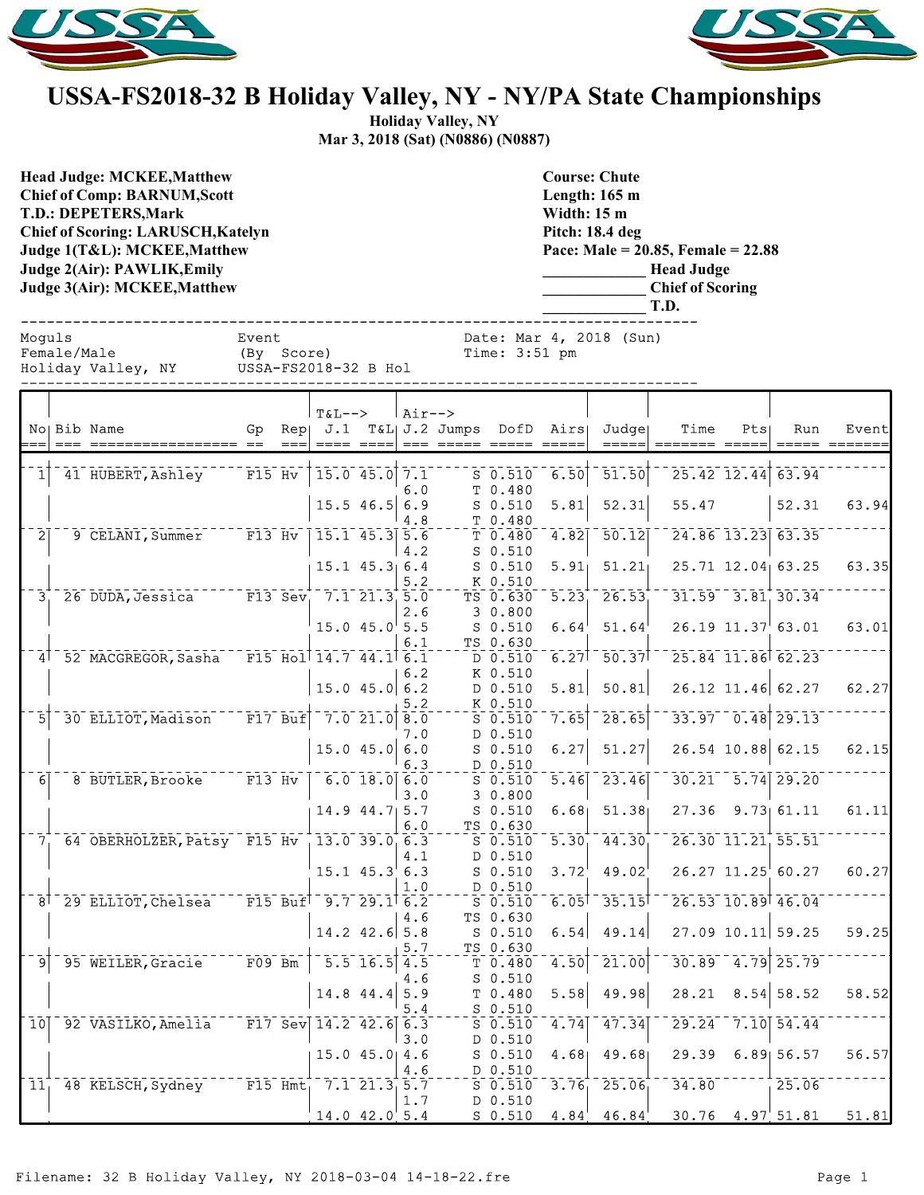# USSA-FS2018-32 B Holiday Valley, NY - NY/PA State Championships

**Holiday Valley, NY**
**Mar 3, 2018 (Sat) (N0886) (N0887)**

**Head Judge: MCKEE,Matthew**
**Chief of Comp: BARNUM,Scott**
**T.D.: DEPETERS,Mark**
**Chief of Scoring: LARUSCH,Katelyn**
**Judge 1(T&L): MCKEE,Matthew**
**Judge 2(Air): PAWLIK,Emily**
**Judge 3(Air): MCKEE,Matthew**

**Course: Chute**
**Length: 165 m**
**Width: 15 m**
**Pitch: 18.4 deg**
**Pace: Male = 20.85, Female = 22.88**
**_____________ Head Judge**
**_____________ Chief of Scoring**
**_____________ T.D.**

```
Moguls                  Event                 Date: Mar 4, 2018 (Sun)
Female/Male             (By  Score)           Time: 3:51 pm
Holiday Valley, NY      USSA-FS2018-32 B Hol
```

| No | Bib | Name | Gp | Rep | T&L--> J.1 | T&L | Air--> J.2 | Jumps | DofD | Airs | Judge | Time | Pts | Run | Event |
|---|---|---|---|---|---|---|---|---|---|---|---|---|---|---|---|
| 1 | 41 | HUBERT,Ashley | F15 | Hv | 15.0 | 45.0 | 7.1 | S | 0.510 | 6.50 | 51.50 | 25.42 | 12.44 | 63.94 | |
| | | | | | | | 6.0 | T | 0.480 | | | | | | |
| | | | | | 15.5 | 46.5 | 6.9 | S | 0.510 | 5.81 | 52.31 | 55.47 | | 52.31 | 63.94 |
| | | | | | | | 4.8 | T | 0.480 | | | | | | |
| 2 | 9 | CELANI,Summer | F13 | Hv | 15.1 | 45.3 | 5.6 | T | 0.480 | 4.82 | 50.12 | 24.86 | 13.23 | 63.35 | |
| | | | | | | | 4.2 | S | 0.510 | | | | | | |
| | | | | | 15.1 | 45.3 | 6.4 | S | 0.510 | 5.91 | 51.21 | 25.71 | 12.04 | 63.25 | 63.35 |
| | | | | | | | 5.2 | K | 0.510 | | | | | | |
| 3 | 26 | DUDA,Jessica | F13 | Sev | 7.1 | 21.3 | 5.0 | TS | 0.630 | 5.23 | 26.53 | 31.59 | 3.81 | 30.34 | |
| | | | | | | | 2.6 | 3 | 0.800 | | | | | | |
| | | | | | 15.0 | 45.0 | 5.5 | S | 0.510 | 6.64 | 51.64 | 26.19 | 11.37 | 63.01 | 63.01 |
| | | | | | | | 6.1 | TS | 0.630 | | | | | | |
| 4 | 52 | MACGREGOR,Sasha | F15 | Hol | 14.7 | 44.1 | 6.1 | D | 0.510 | 6.27 | 50.37 | 25.84 | 11.86 | 62.23 | |
| | | | | | | | 6.2 | K | 0.510 | | | | | | |
| | | | | | 15.0 | 45.0 | 6.2 | D | 0.510 | 5.81 | 50.81 | 26.12 | 11.46 | 62.27 | 62.27 |
| | | | | | | | 5.2 | K | 0.510 | | | | | | |
| 5 | 30 | ELLIOT,Madison | F17 | Buf | 7.0 | 21.0 | 8.0 | S | 0.510 | 7.65 | 28.65 | 33.97 | 0.48 | 29.13 | |
| | | | | | | | 7.0 | D | 0.510 | | | | | | |
| | | | | | 15.0 | 45.0 | 6.0 | S | 0.510 | 6.27 | 51.27 | 26.54 | 10.88 | 62.15 | 62.15 |
| | | | | | | | 6.3 | D | 0.510 | | | | | | |
| 6 | 8 | BUTLER,Brooke | F13 | Hv | 6.0 | 18.0 | 6.0 | S | 0.510 | 5.46 | 23.46 | 30.21 | 5.74 | 29.20 | |
| | | | | | | | 3.0 | 3 | 0.800 | | | | | | |
| | | | | | 14.9 | 44.7 | 5.7 | S | 0.510 | 6.68 | 51.38 | 27.36 | 9.73 | 61.11 | 61.11 |
| | | | | | | | 6.0 | TS | 0.630 | | | | | | |
| 7 | 64 | OBERHOLZER,Patsy | F15 | Hv | 13.0 | 39.0 | 6.3 | S | 0.510 | 5.30 | 44.30 | 26.30 | 11.21 | 55.51 | |
| | | | | | | | 4.1 | D | 0.510 | | | | | | |
| | | | | | 15.1 | 45.3 | 6.3 | S | 0.510 | 3.72 | 49.02 | 26.27 | 11.25 | 60.27 | 60.27 |
| | | | | | | | 1.0 | D | 0.510 | | | | | | |
| 8 | 29 | ELLIOT,Chelsea | F15 | Buf | 9.7 | 29.1 | 6.2 | S | 0.510 | 6.05 | 35.15 | 26.53 | 10.89 | 46.04 | |
| | | | | | | | 4.6 | TS | 0.630 | | | | | | |
| | | | | | 14.2 | 42.6 | 5.8 | S | 0.510 | 6.54 | 49.14 | 27.09 | 10.11 | 59.25 | 59.25 |
| | | | | | | | 5.7 | TS | 0.630 | | | | | | |
| 9 | 95 | WEILER,Gracie | F09 | Bm | 5.5 | 16.5 | 4.5 | T | 0.480 | 4.50 | 21.00 | 30.89 | 4.79 | 25.79 | |
| | | | | | | | 4.6 | S | 0.510 | | | | | | |
| | | | | | 14.8 | 44.4 | 5.9 | T | 0.480 | 5.58 | 49.98 | 28.21 | 8.54 | 58.52 | 58.52 |
| | | | | | | | 5.4 | S | 0.510 | | | | | | |
| 10 | 92 | VASILKO,Amelia | F17 | Sev | 14.2 | 42.6 | 6.3 | S | 0.510 | 4.74 | 47.34 | 29.24 | 7.10 | 54.44 | |
| | | | | | | | 3.0 | D | 0.510 | | | | | | |
| | | | | | 15.0 | 45.0 | 4.6 | S | 0.510 | 4.68 | 49.68 | 29.39 | 6.89 | 56.57 | 56.57 |
| | | | | | | | 4.6 | D | 0.510 | | | | | | |
| 11 | 48 | KELSCH,Sydney | F15 | Hmt | 7.1 | 21.3 | 5.7 | S | 0.510 | 3.76 | 25.06 | 34.80 | | 25.06 | |
| | | | | | | | 1.7 | D | 0.510 | | | | | | |
| | | | | | 14.0 | 42.0 | 5.4 | S | 0.510 | 4.84 | 46.84 | 30.76 | 4.97 | 51.81 | 51.81 |

Filename: 32 B Holiday Valley, NY 2018-03-04 14-18-22.fre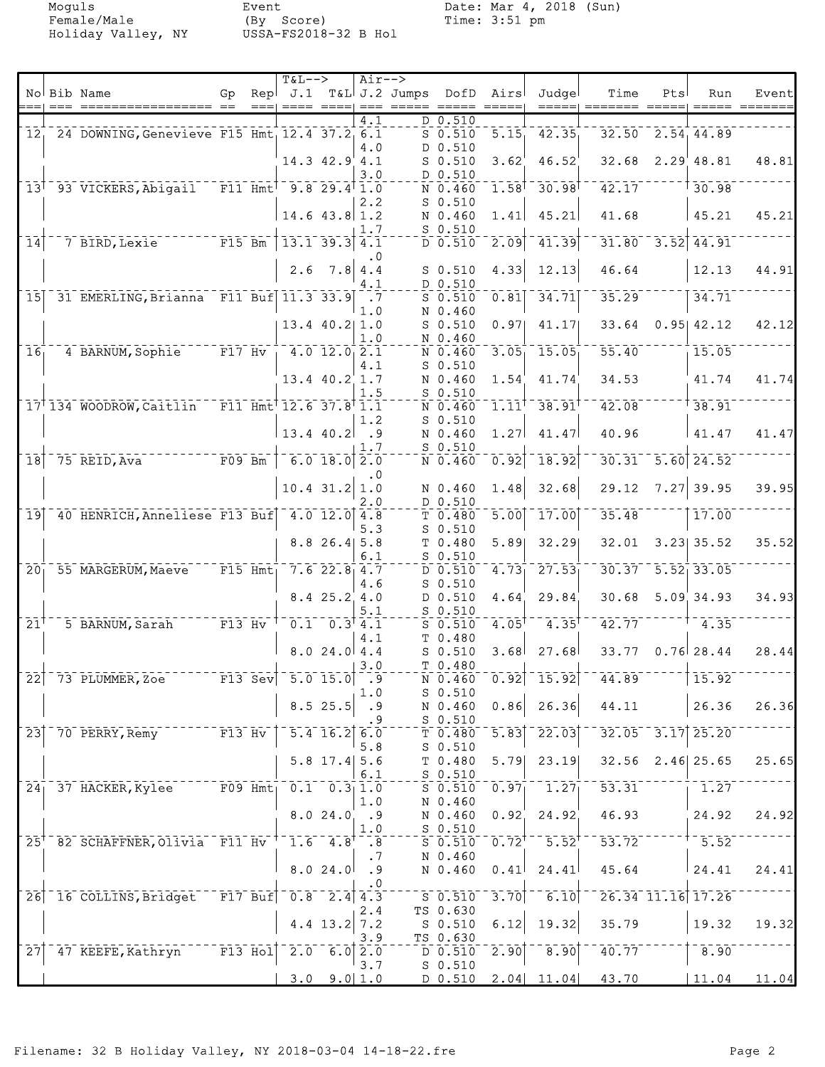| No | Bib | Name | Gp | Rep | T&L--> | | Air--> | | | | | | | | |
|---|---|---|---|---|---|---|---|---|---|---|---|---|---|---|---|
| | | | | | J.1 | T&L | J.2 | Jumps | DofD | Airs | Judge | Time | Pts | Run | Event |
| | | | | | | | 4.1 | D | 0.510 | | | | | | |
| 12 | 24 | DOWNING, Genevieve | F15 | Hmt | 12.4 | 37.2 | 6.1 | S | 0.510 | 5.15 | 42.35 | 32.50 | 2.54 | 44.89 | |
| | | | | | | | 4.0 | D | 0.510 | | | | | | |
| | | | | | 14.3 | 42.9 | 4.1 | S | 0.510 | 3.62 | 46.52 | 32.68 | 2.29 | 48.81 | 48.81 |
| | | | | | | | 3.0 | D | 0.510 | | | | | | |
| 13 | 93 | VICKERS, Abigail | F11 | Hmt | 9.8 | 29.4 | 1.0 | N | 0.460 | 1.58 | 30.98 | 42.17 | | 30.98 | |
| | | | | | | | 2.2 | S | 0.510 | | | | | | |
| | | | | | 14.6 | 43.8 | 1.2 | N | 0.460 | 1.41 | 45.21 | 41.68 | | 45.21 | 45.21 |
| | | | | | | | 1.7 | S | 0.510 | | | | | | |
| 14 | 7 | BIRD, Lexie | F15 | Bm | 13.1 | 39.3 | 4.1 | D | 0.510 | 2.09 | 41.39 | 31.80 | 3.52 | 44.91 | |
| | | | | | | | .0 | | | | | | | | |
| | | | | | 2.6 | 7.8 | 4.4 | S | 0.510 | 4.33 | 12.13 | 46.64 | | 12.13 | 44.91 |
| | | | | | | | 4.1 | D | 0.510 | | | | | | |
| 15 | 31 | EMERLING, Brianna | F11 | Buf | 11.3 | 33.9 | .7 | S | 0.510 | 0.81 | 34.71 | 35.29 | | 34.71 | |
| | | | | | | | 1.0 | N | 0.460 | | | | | | |
| | | | | | 13.4 | 40.2 | 1.0 | S | 0.510 | 0.97 | 41.17 | 33.64 | 0.95 | 42.12 | 42.12 |
| | | | | | | | 1.0 | N | 0.460 | | | | | | |
| 16 | 4 | BARNUM, Sophie | F17 | Hv | 4.0 | 12.0 | 2.1 | N | 0.460 | 3.05 | 15.05 | 55.40 | | 15.05 | |
| | | | | | | | 4.1 | S | 0.510 | | | | | | |
| | | | | | 13.4 | 40.2 | 1.7 | N | 0.460 | 1.54 | 41.74 | 34.53 | | 41.74 | 41.74 |
| | | | | | | | 1.5 | S | 0.510 | | | | | | |
| 17 | 134 | WOODROW, Caitlin | F11 | Hmt | 12.6 | 37.8 | 1.1 | N | 0.460 | 1.11 | 38.91 | 42.08 | | 38.91 | |
| | | | | | | | 1.2 | S | 0.510 | | | | | | |
| | | | | | 13.4 | 40.2 | .9 | N | 0.460 | 1.27 | 41.47 | 40.96 | | 41.47 | 41.47 |
| | | | | | | | 1.7 | S | 0.510 | | | | | | |
| 18 | 75 | REID, Ava | F09 | Bm | 6.0 | 18.0 | 2.0 | N | 0.460 | 0.92 | 18.92 | 30.31 | 5.60 | 24.52 | |
| | | | | | | | .0 | | | | | | | | |
| | | | | | 10.4 | 31.2 | 1.0 | N | 0.460 | 1.48 | 32.68 | 29.12 | 7.27 | 39.95 | 39.95 |
| | | | | | | | 2.0 | D | 0.510 | | | | | | |
| 19 | 40 | HENRICH, Anneliese | F13 | Buf | 4.0 | 12.0 | 4.8 | T | 0.480 | 5.00 | 17.00 | 35.48 | | 17.00 | |
| | | | | | | | 5.3 | S | 0.510 | | | | | | |
| | | | | | 8.8 | 26.4 | 5.8 | T | 0.480 | 5.89 | 32.29 | 32.01 | 3.23 | 35.52 | 35.52 |
| | | | | | | | 6.1 | S | 0.510 | | | | | | |
| 20 | 55 | MARGERUM, Maeve | F15 | Hmt | 7.6 | 22.8 | 4.7 | D | 0.510 | 4.73 | 27.53 | 30.37 | 5.52 | 33.05 | |
| | | | | | | | 4.6 | S | 0.510 | | | | | | |
| | | | | | 8.4 | 25.2 | 4.0 | D | 0.510 | 4.64 | 29.84 | 30.68 | 5.09 | 34.93 | 34.93 |
| | | | | | | | 5.1 | S | 0.510 | | | | | | |
| 21 | 5 | BARNUM, Sarah | F13 | Hv | 0.1 | 0.3 | 4.1 | S | 0.510 | 4.05 | 4.35 | 42.77 | | 4.35 | |
| | | | | | | | 4.1 | T | 0.480 | | | | | | |
| | | | | | 8.0 | 24.0 | 4.4 | S | 0.510 | 3.68 | 27.68 | 33.77 | 0.76 | 28.44 | 28.44 |
| | | | | | | | 3.0 | T | 0.480 | | | | | | |
| 22 | 73 | PLUMMER, Zoe | F13 | Sev | 5.0 | 15.0 | .9 | N | 0.460 | 0.92 | 15.92 | 44.89 | | 15.92 | |
| | | | | | | | 1.0 | S | 0.510 | | | | | | |
| | | | | | 8.5 | 25.5 | .9 | N | 0.460 | 0.86 | 26.36 | 44.11 | | 26.36 | 26.36 |
| | | | | | | | .9 | S | 0.510 | | | | | | |
| 23 | 70 | PERRY, Remy | F13 | Hv | 5.4 | 16.2 | 6.0 | T | 0.480 | 5.83 | 22.03 | 32.05 | 3.17 | 25.20 | |
| | | | | | | | 5.8 | S | 0.510 | | | | | | |
| | | | | | 5.8 | 17.4 | 5.6 | T | 0.480 | 5.79 | 23.19 | 32.56 | 2.46 | 25.65 | 25.65 |
| | | | | | | | 6.1 | S | 0.510 | | | | | | |
| 24 | 37 | HACKER, Kylee | F09 | Hmt | 0.1 | 0.3 | 1.0 | S | 0.510 | 0.97 | 1.27 | 53.31 | | 1.27 | |
| | | | | | | | 1.0 | N | 0.460 | | | | | | |
| | | | | | 8.0 | 24.0 | .9 | N | 0.460 | 0.92 | 24.92 | 46.93 | | 24.92 | 24.92 |
| | | | | | | | 1.0 | S | 0.510 | | | | | | |
| 25 | 82 | SCHAFFNER, Olivia | F11 | Hv | 1.6 | 4.8 | .8 | S | 0.510 | 0.72 | 5.52 | 53.72 | | 5.52 | |
| | | | | | | | .7 | N | 0.460 | | | | | | |
| | | | | | 8.0 | 24.0 | .9 | N | 0.460 | 0.41 | 24.41 | 45.64 | | 24.41 | 24.41 |
| | | | | | | | .0 | | | | | | | | |
| 26 | 16 | COLLINS, Bridget | F17 | Buf | 0.8 | 2.4 | 4.3 | S | 0.510 | 3.70 | 6.10 | 26.34 | 11.16 | 17.26 | |
| | | | | | | | 2.4 | TS | 0.630 | | | | | | |
| | | | | | 4.4 | 13.2 | 7.2 | S | 0.510 | 6.12 | 19.32 | 35.79 | | 19.32 | 19.32 |
| | | | | | | | 3.9 | TS | 0.630 | | | | | | |
| 27 | 47 | KEEFE, Kathryn | F13 | Hol | 2.0 | 6.0 | 2.0 | D | 0.510 | 2.90 | 8.90 | 40.77 | | 8.90 | |
| | | | | | | | 3.7 | S | 0.510 | | | | | | |
| | | | | | 3.0 | 9.0 | 1.0 | D | 0.510 | 2.04 | 11.04 | 43.70 | | 11.04 | 11.04 |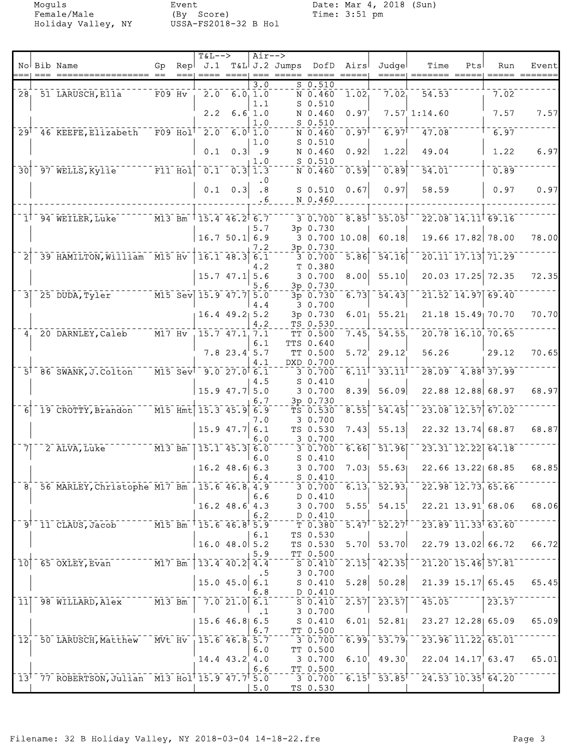Moguls
Female/Male
Holiday Valley, NY

Event
(By Score)
USSA-FS2018-32 B Hol

Date: Mar 4, 2018 (Sun)
Time: 3:51 pm

| No | Bib | Name | Gp | Rep | T&L--> J.1 | T&L | Air--> J.2 | Jumps | DofD | Airs | Judge | Time | Pts | Run | Event |
|---|---|---|---|---|---|---|---|---|---|---|---|---|---|---|---|
| | | | | | | | 3.0 | S | 0.510 | | | | | | |
| 28 | 51 | LARUSCH,Ella | F09 | Hv | 2.0 | 6.0 | 1.0 | N | 0.460 | 1.02 | 7.02 | 54.53 | | 7.02 | |
| | | | | | | | 1.1 | S | 0.510 | | | | | | |
| | | | | | 2.2 | 6.6 | 1.0 | N | 0.460 | 0.97 | 7.57 | 1:14.60 | | 7.57 | 7.57 |
| | | | | | | | 1.0 | S | 0.510 | | | | | | |
| 29 | 46 | KEEFE,Elizabeth | F09 | Hol | 2.0 | 6.0 | 1.0 | N | 0.460 | 0.97 | 6.97 | 47.08 | | 6.97 | |
| | | | | | | | 1.0 | S | 0.510 | | | | | | |
| | | | | | 0.1 | 0.3 | .9 | N | 0.460 | 0.92 | 1.22 | 49.04 | | 1.22 | 6.97 |
| | | | | | | | 1.0 | S | 0.510 | | | | | | |
| 30 | 97 | WELLS,Kylie | F11 | Hol | 0.1 | 0.3 | 1.3 | N | 0.460 | 0.59 | 0.89 | 54.01 | | 0.89 | |
| | | | | | | | .0 | | | | | | | | |
| | | | | | 0.1 | 0.3 | .8 | S | 0.510 | 0.67 | 0.97 | 58.59 | | 0.97 | 0.97 |
| | | | | | | | .6 | N | 0.460 | | | | | | |
| 1 | 94 | WEILER,Luke | M13 | Bm | 15.4 | 46.2 | 6.7 | 3 | 0.700 | 8.85 | 55.05 | 22.08 | 14.11 | 69.16 | |
| | | | | | | | 5.7 | 3p | 0.730 | | | | | | |
| | | | | | 16.7 | 50.1 | 6.9 | 3 | 0.700 | 10.08 | 60.18 | 19.66 | 17.82 | 78.00 | 78.00 |
| | | | | | | | 7.2 | 3p | 0.730 | | | | | | |
| 2 | 39 | HAMILTON,William | M15 | Hv | 16.1 | 48.3 | 6.1 | 3 | 0.700 | 5.86 | 54.16 | 20.11 | 17.13 | 71.29 | |
| | | | | | | | 4.2 | T | 0.380 | | | | | | |
| | | | | | 15.7 | 47.1 | 5.6 | 3 | 0.700 | 8.00 | 55.10 | 20.03 | 17.25 | 72.35 | 72.35 |
| | | | | | | | 5.6 | 3p | 0.730 | | | | | | |
| 3 | 25 | DUDA,Tyler | M15 | Sev | 15.9 | 47.7 | 5.0 | 3p | 0.730 | 6.73 | 54.43 | 21.52 | 14.97 | 69.40 | |
| | | | | | | | 4.4 | 3 | 0.700 | | | | | | |
| | | | | | 16.4 | 49.2 | 5.2 | 3p | 0.730 | 6.01 | 55.21 | 21.18 | 15.49 | 70.70 | 70.70 |
| | | | | | | | 4.2 | TS | 0.530 | | | | | | |
| 4 | 20 | DARNLEY,Caleb | M17 | Hv | 15.7 | 47.1 | 7.1 | TT | 0.500 | 7.45 | 54.55 | 20.78 | 16.10 | 70.65 | |
| | | | | | | | 6.1 | TTS | 0.640 | | | | | | |
| | | | | | 7.8 | 23.4 | 5.7 | TT | 0.500 | 5.72 | 29.12 | 56.26 | | 29.12 | 70.65 |
| | | | | | | | 4.1 | DXD | 0.700 | | | | | | |
| 5 | 86 | SWANK,J.Colton | M15 | Sev | 9.0 | 27.0 | 6.1 | 3 | 0.700 | 6.11 | 33.11 | 28.09 | 4.88 | 37.99 | |
| | | | | | | | 4.5 | S | 0.410 | | | | | | |
| | | | | | 15.9 | 47.7 | 5.0 | 3 | 0.700 | 8.39 | 56.09 | 22.88 | 12.88 | 68.97 | 68.97 |
| | | | | | | | 6.7 | 3p | 0.730 | | | | | | |
| 6 | 19 | CROTTY,Brandon | M15 | Hmt | 15.3 | 45.9 | 6.9 | TS | 0.530 | 8.55 | 54.45 | 23.08 | 12.57 | 67.02 | |
| | | | | | | | 7.0 | 3 | 0.700 | | | | | | |
| | | | | | 15.9 | 47.7 | 6.1 | TS | 0.530 | 7.43 | 55.13 | 22.32 | 13.74 | 68.87 | 68.87 |
| | | | | | | | 6.0 | 3 | 0.700 | | | | | | |
| 7 | 2 | ALVA,Luke | M13 | Bm | 15.1 | 45.3 | 6.0 | 3 | 0.700 | 6.66 | 51.96 | 23.31 | 12.22 | 64.18 | |
| | | | | | | | 6.0 | S | 0.410 | | | | | | |
| | | | | | 16.2 | 48.6 | 6.3 | 3 | 0.700 | 7.03 | 55.63 | 22.66 | 13.22 | 68.85 | 68.85 |
| | | | | | | | 6.4 | S | 0.410 | | | | | | |
| 8 | 56 | MARLEY,Christophe | M17 | Bm | 15.6 | 46.8 | 4.9 | 3 | 0.700 | 6.13 | 52.93 | 22.98 | 12.73 | 65.66 | |
| | | | | | | | 6.6 | D | 0.410 | | | | | | |
| | | | | | 16.2 | 48.6 | 4.3 | 3 | 0.700 | 5.55 | 54.15 | 22.21 | 13.91 | 68.06 | 68.06 |
| | | | | | | | 6.2 | D | 0.410 | | | | | | |
| 9 | 11 | CLAUS,Jacob | M15 | Bm | 15.6 | 46.8 | 5.9 | T | 0.380 | 5.47 | 52.27 | 23.89 | 11.33 | 63.60 | |
| | | | | | | | 6.1 | TS | 0.530 | | | | | | |
| | | | | | 16.0 | 48.0 | 5.2 | TS | 0.530 | 5.70 | 53.70 | 22.79 | 13.02 | 66.72 | 66.72 |
| | | | | | | | 5.9 | TT | 0.500 | | | | | | |
| 10 | 65 | OXLEY,Evan | M17 | Bm | 13.4 | 40.2 | 4.4 | S | 0.410 | 2.15 | 42.35 | 21.20 | 15.46 | 57.81 | |
| | | | | | | | .5 | 3 | 0.700 | | | | | | |
| | | | | | 15.0 | 45.0 | 6.1 | S | 0.410 | 5.28 | 50.28 | 21.39 | 15.17 | 65.45 | 65.45 |
| | | | | | | | 6.8 | D | 0.410 | | | | | | |
| 11 | 98 | WILLARD,Alex | M13 | Bm | 7.0 | 21.0 | 6.1 | S | 0.410 | 2.57 | 23.57 | 45.05 | | 23.57 | |
| | | | | | | | .1 | 3 | 0.700 | | | | | | |
| | | | | | 15.6 | 46.8 | 6.5 | S | 0.410 | 6.01 | 52.81 | 23.27 | 12.28 | 65.09 | 65.09 |
| | | | | | | | 6.7 | TT | 0.500 | | | | | | |
| 12 | 50 | LARUSCH,Matthew | MVt | Hv | 15.6 | 46.8 | 5.7 | 3 | 0.700 | 6.99 | 53.79 | 23.96 | 11.22 | 65.01 | |
| | | | | | | | 6.0 | TT | 0.500 | | | | | | |
| | | | | | 14.4 | 43.2 | 4.0 | 3 | 0.700 | 6.10 | 49.30 | 22.04 | 14.17 | 63.47 | 65.01 |
| | | | | | | | 6.6 | TT | 0.500 | | | | | | |
| 13 | 77 | ROBERTSON,Julian | M13 | Hol | 15.9 | 47.7 | 5.0 | 3 | 0.700 | 6.15 | 53.85 | 24.53 | 10.35 | 64.20 | |
| | | | | | | | 5.0 | TS | 0.530 | | | | | | |

Filename: 32 B Holiday Valley, NY 2018-03-04 14-18-22.fre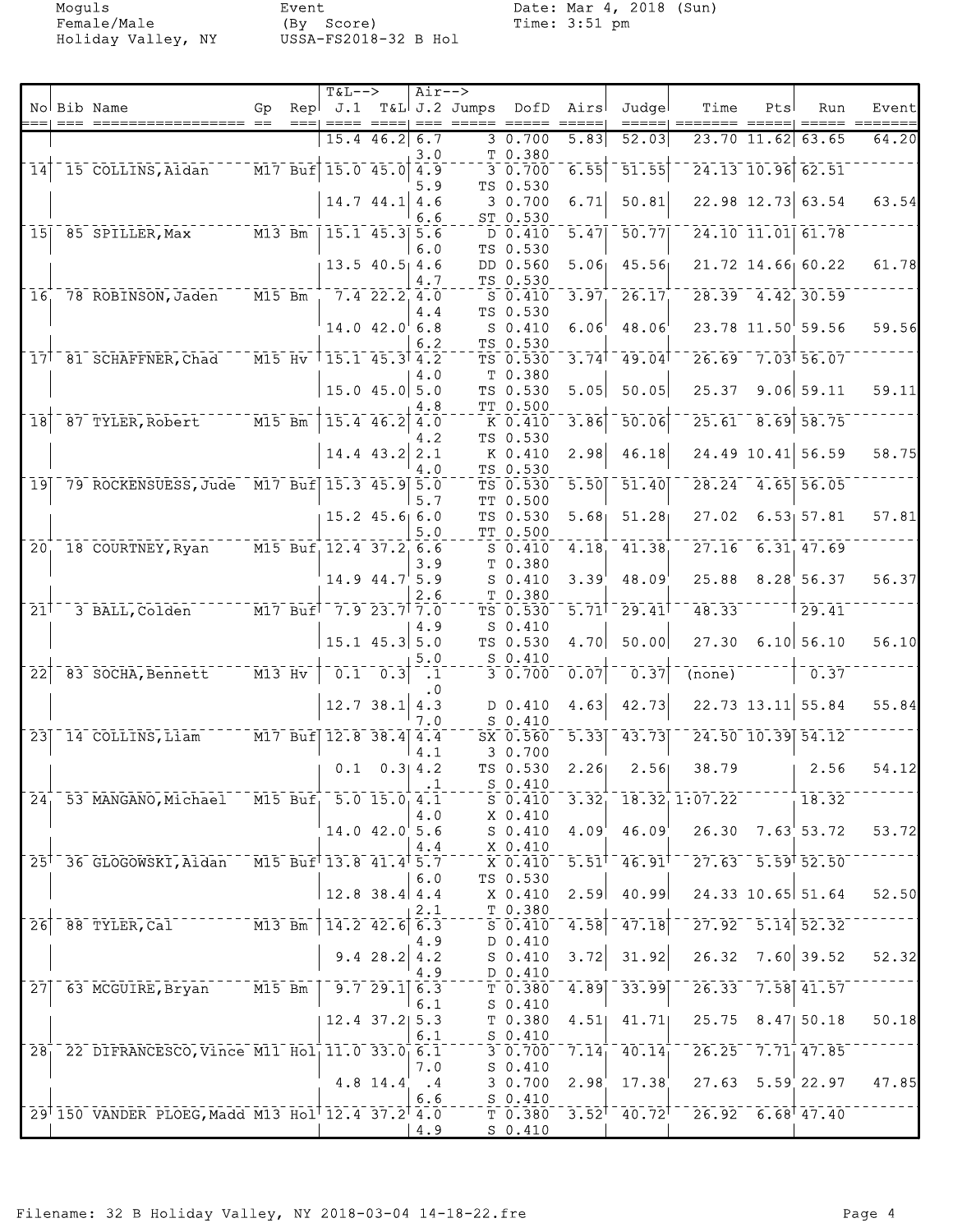Moguls
Female/Male
Holiday Valley, NY

Event
(By Score)
USSA-FS2018-32 B Hol

Date: Mar 4, 2018 (Sun)
Time: 3:51 pm

| No | Bib | Name | Gp | Rep | T&L--> J.1 | T&L | Air--> J.2 | Jumps | DofD | Airs | Judge | Time | Pts | Run | Event |
|---|---|---|---|---|---|---|---|---|---|---|---|---|---|---|---|
| | | | | | 15.4 | 46.2 | 6.7 | 3 | 0.700 | 5.83 | 52.03 | 23.70 | 11.62 | 63.65 | 64.20 |
| | | | | | | | 3.0 | T | 0.380 | | | | | | |
| 14 | 15 | COLLINS, Aidan | M17 | Buf | 15.0 | 45.0 | 4.9 | 3 | 0.700 | 6.55 | 51.55 | 24.13 | 10.96 | 62.51 | |
| | | | | | | | 5.9 | TS | 0.530 | | | | | | |
| | | | | | 14.7 | 44.1 | 4.6 | 3 | 0.700 | 6.71 | 50.81 | 22.98 | 12.73 | 63.54 | 63.54 |
| | | | | | | | 6.6 | ST | 0.530 | | | | | | |
| 15 | 85 | SPILLER, Max | M13 | Bm | 15.1 | 45.3 | 5.6 | D | 0.410 | 5.47 | 50.77 | 24.10 | 11.01 | 61.78 | |
| | | | | | | | 6.0 | TS | 0.530 | | | | | | |
| | | | | | 13.5 | 40.5 | 4.6 | DD | 0.560 | 5.06 | 45.56 | 21.72 | 14.66 | 60.22 | 61.78 |
| | | | | | | | 4.7 | TS | 0.530 | | | | | | |
| 16 | 78 | ROBINSON, Jaden | M15 | Bm | 7.4 | 22.2 | 4.0 | S | 0.410 | 3.97 | 26.17 | 28.39 | 4.42 | 30.59 | |
| | | | | | | | 4.4 | TS | 0.530 | | | | | | |
| | | | | | 14.0 | 42.0 | 6.8 | S | 0.410 | 6.06 | 48.06 | 23.78 | 11.50 | 59.56 | 59.56 |
| | | | | | | | 6.2 | TS | 0.530 | | | | | | |
| 17 | 81 | SCHAFFNER, Chad | M15 | Hv | 15.1 | 45.3 | 4.2 | TS | 0.530 | 3.74 | 49.04 | 26.69 | 7.03 | 56.07 | |
| | | | | | | | 4.0 | T | 0.380 | | | | | | |
| | | | | | 15.0 | 45.0 | 5.0 | TS | 0.530 | 5.05 | 50.05 | 25.37 | 9.06 | 59.11 | 59.11 |
| | | | | | | | 4.8 | TT | 0.500 | | | | | | |
| 18 | 87 | TYLER, Robert | M15 | Bm | 15.4 | 46.2 | 4.0 | K | 0.410 | 3.86 | 50.06 | 25.61 | 8.69 | 58.75 | |
| | | | | | | | 4.2 | TS | 0.530 | | | | | | |
| | | | | | 14.4 | 43.2 | 2.1 | K | 0.410 | 2.98 | 46.18 | 24.49 | 10.41 | 56.59 | 58.75 |
| | | | | | | | 4.0 | TS | 0.530 | | | | | | |
| 19 | 79 | ROCKENSUESS, Jude | M17 | Buf | 15.3 | 45.9 | 5.0 | TS | 0.530 | 5.50 | 51.40 | 28.24 | 4.65 | 56.05 | |
| | | | | | | | 5.7 | TT | 0.500 | | | | | | |
| | | | | | 15.2 | 45.6 | 6.0 | TS | 0.530 | 5.68 | 51.28 | 27.02 | 6.53 | 57.81 | 57.81 |
| | | | | | | | 5.0 | TT | 0.500 | | | | | | |
| 20 | 18 | COURTNEY, Ryan | M15 | Buf | 12.4 | 37.2 | 6.6 | S | 0.410 | 4.18 | 41.38 | 27.16 | 6.31 | 47.69 | |
| | | | | | | | 3.9 | T | 0.380 | | | | | | |
| | | | | | 14.9 | 44.7 | 5.9 | S | 0.410 | 3.39 | 48.09 | 25.88 | 8.28 | 56.37 | 56.37 |
| | | | | | | | 2.6 | T | 0.380 | | | | | | |
| 21 | 3 | BALL, Colden | M17 | Buf | 7.9 | 23.7 | 7.0 | TS | 0.530 | 5.71 | 29.41 | 48.33 | | 29.41 | |
| | | | | | | | 4.9 | S | 0.410 | | | | | | |
| | | | | | 15.1 | 45.3 | 5.0 | TS | 0.530 | 4.70 | 50.00 | 27.30 | 6.10 | 56.10 | 56.10 |
| | | | | | | | 5.0 | S | 0.410 | | | | | | |
| 22 | 83 | SOCHA, Bennett | M13 | Hv | 0.1 | 0.3 | .1 | 3 | 0.700 | 0.07 | 0.37 | (none) | | 0.37 | |
| | | | | | | | .0 | | | | | | | | |
| | | | | | 12.7 | 38.1 | 4.3 | D | 0.410 | 4.63 | 42.73 | 22.73 | 13.11 | 55.84 | 55.84 |
| | | | | | | | 7.0 | S | 0.410 | | | | | | |
| 23 | 14 | COLLINS, Liam | M17 | Buf | 12.8 | 38.4 | 4.4 | SX | 0.560 | 5.33 | 43.73 | 24.50 | 10.39 | 54.12 | |
| | | | | | | | 4.1 | 3 | 0.700 | | | | | | |
| | | | | | 0.1 | 0.3 | 4.2 | TS | 0.530 | 2.26 | 2.56 | 38.79 | | 2.56 | 54.12 |
| | | | | | | | .1 | S | 0.410 | | | | | | |
| 24 | 53 | MANGANO, Michael | M15 | Buf | 5.0 | 15.0 | 4.1 | S | 0.410 | 3.32 | 18.32 | 1:07.22 | | 18.32 | |
| | | | | | | | 4.0 | X | 0.410 | | | | | | |
| | | | | | 14.0 | 42.0 | 5.6 | S | 0.410 | 4.09 | 46.09 | 26.30 | 7.63 | 53.72 | 53.72 |
| | | | | | | | 4.4 | X | 0.410 | | | | | | |
| 25 | 36 | GLOGOWSKI, Aidan | M15 | Buf | 13.8 | 41.4 | 5.7 | X | 0.410 | 5.51 | 46.91 | 27.63 | 5.59 | 52.50 | |
| | | | | | | | 6.0 | TS | 0.530 | | | | | | |
| | | | | | 12.8 | 38.4 | 4.4 | X | 0.410 | 2.59 | 40.99 | 24.33 | 10.65 | 51.64 | 52.50 |
| | | | | | | | 2.1 | T | 0.380 | | | | | | |
| 26 | 88 | TYLER, Cal | M13 | Bm | 14.2 | 42.6 | 6.3 | S | 0.410 | 4.58 | 47.18 | 27.92 | 5.14 | 52.32 | |
| | | | | | | | 4.9 | D | 0.410 | | | | | | |
| | | | | | 9.4 | 28.2 | 4.2 | S | 0.410 | 3.72 | 31.92 | 26.32 | 7.60 | 39.52 | 52.32 |
| | | | | | | | 4.9 | D | 0.410 | | | | | | |
| 27 | 63 | MCGUIRE, Bryan | M15 | Bm | 9.7 | 29.1 | 6.3 | T | 0.380 | 4.89 | 33.99 | 26.33 | 7.58 | 41.57 | |
| | | | | | | | 6.1 | S | 0.410 | | | | | | |
| | | | | | 12.4 | 37.2 | 5.3 | T | 0.380 | 4.51 | 41.71 | 25.75 | 8.47 | 50.18 | 50.18 |
| | | | | | | | 6.1 | S | 0.410 | | | | | | |
| 28 | 22 | DIFRANCESCO, Vince | M11 | Hol | 11.0 | 33.0 | 6.1 | 3 | 0.700 | 7.14 | 40.14 | 26.25 | 7.71 | 47.85 | |
| | | | | | | | 7.0 | S | 0.410 | | | | | | |
| | | | | | 4.8 | 14.4 | .4 | 3 | 0.700 | 2.98 | 17.38 | 27.63 | 5.59 | 22.97 | 47.85 |
| | | | | | | | 6.6 | S | 0.410 | | | | | | |
| 29 | 150 | VANDER PLOEG, Madd | M13 | Hol | 12.4 | 37.2 | 4.0 | T | 0.380 | 3.52 | 40.72 | 26.92 | 6.68 | 47.40 | |
| | | | | | | | 4.9 | S | 0.410 | | | | | | |

Filename: 32 B Holiday Valley, NY 2018-03-04 14-18-22.fre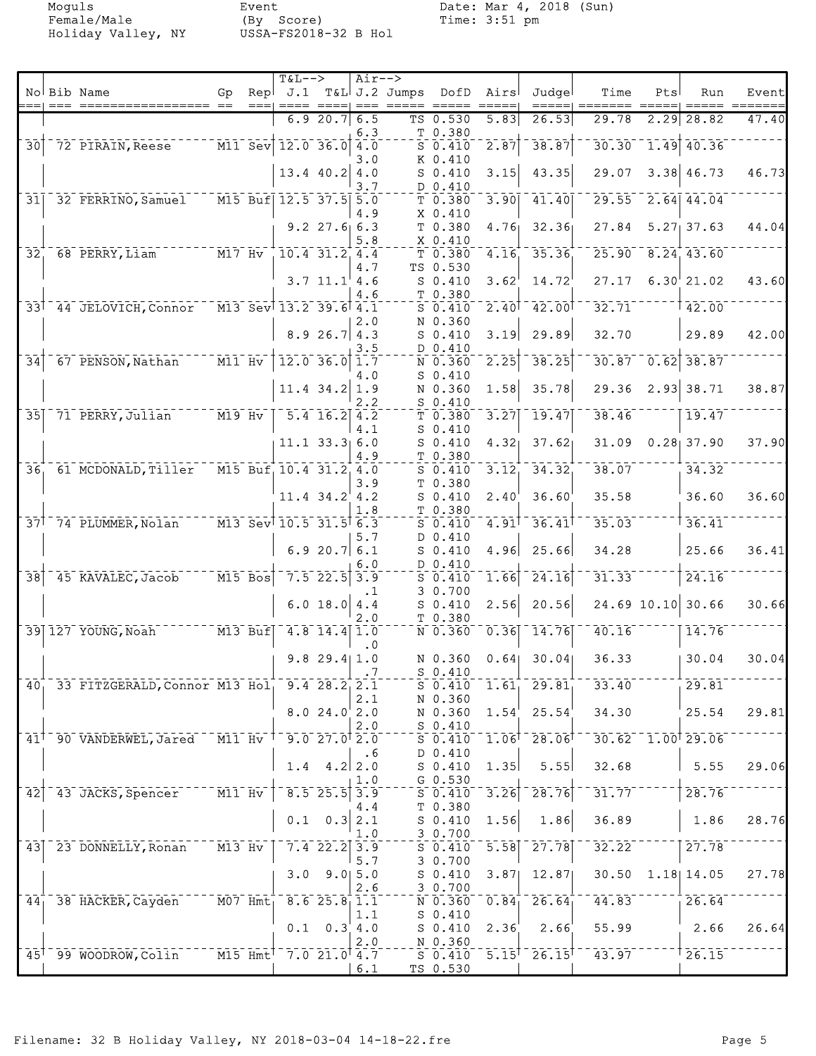Moguls
Female/Male
Holiday Valley, NY

Event
(By Score)
USSA-FS2018-32 B Hol

Date: Mar 4, 2018 (Sun)
Time: 3:51 pm

| No | Bib | Name | Gp | Rep | T&L--> J.1 | T&L | Air--> J.2 | Jumps | DofD | Airs | Judge | Time | Pts | Run | Event |
|---|---|---|---|---|---|---|---|---|---|---|---|---|---|---|---|
| | | | | | 6.9 | 20.7 | 6.5 | TS | 0.530 | 5.83 | 26.53 | 29.78 | 2.29 | 28.82 | 47.40 |
| | | | | | | | 6.3 | T | 0.380 | | | | | | |
| 30 | 72 | PIRAIN,Reese | M11 | Sev | 12.0 | 36.0 | 4.0 | S | 0.410 | 2.87 | 38.87 | 30.30 | 1.49 | 40.36 | |
| | | | | | | | 3.0 | K | 0.410 | | | | | | |
| | | | | | 13.4 | 40.2 | 4.0 | S | 0.410 | 3.15 | 43.35 | 29.07 | 3.38 | 46.73 | 46.73 |
| | | | | | | | 3.7 | D | 0.410 | | | | | | |
| 31 | 32 | FERRINO,Samuel | M15 | Buf | 12.5 | 37.5 | 5.0 | T | 0.380 | 3.90 | 41.40 | 29.55 | 2.64 | 44.04 | |
| | | | | | | | 4.9 | X | 0.410 | | | | | | |
| | | | | | 9.2 | 27.6 | 6.3 | T | 0.380 | 4.76 | 32.36 | 27.84 | 5.27 | 37.63 | 44.04 |
| | | | | | | | 5.8 | X | 0.410 | | | | | | |
| 32 | 68 | PERRY,Liam | M17 | Hv | 10.4 | 31.2 | 4.4 | T | 0.380 | 4.16 | 35.36 | 25.90 | 8.24 | 43.60 | |
| | | | | | | | 4.7 | TS | 0.530 | | | | | | |
| | | | | | 3.7 | 11.1 | 4.6 | S | 0.410 | 3.62 | 14.72 | 27.17 | 6.30 | 21.02 | 43.60 |
| | | | | | | | 4.6 | T | 0.380 | | | | | | |
| 33 | 44 | JELOVICH,Connor | M13 | Sev | 13.2 | 39.6 | 4.1 | S | 0.410 | 2.40 | 42.00 | 32.71 | | 42.00 | |
| | | | | | | | 2.0 | N | 0.360 | | | | | | |
| | | | | | 8.9 | 26.7 | 4.3 | S | 0.410 | 3.19 | 29.89 | 32.70 | | 29.89 | 42.00 |
| | | | | | | | 3.5 | D | 0.410 | | | | | | |
| 34 | 67 | PENSON,Nathan | M11 | Hv | 12.0 | 36.0 | 1.7 | N | 0.360 | 2.25 | 38.25 | 30.87 | 0.62 | 38.87 | |
| | | | | | | | 4.0 | S | 0.410 | | | | | | |
| | | | | | 11.4 | 34.2 | 1.9 | N | 0.360 | 1.58 | 35.78 | 29.36 | 2.93 | 38.71 | 38.87 |
| | | | | | | | 2.2 | S | 0.410 | | | | | | |
| 35 | 71 | PERRY,Julian | M19 | Hv | 5.4 | 16.2 | 4.2 | T | 0.380 | 3.27 | 19.47 | 38.46 | | 19.47 | |
| | | | | | | | 4.1 | S | 0.410 | | | | | | |
| | | | | | 11.1 | 33.3 | 6.0 | S | 0.410 | 4.32 | 37.62 | 31.09 | 0.28 | 37.90 | 37.90 |
| | | | | | | | 4.9 | T | 0.380 | | | | | | |
| 36 | 61 | MCDONALD,Tiller | M15 | Buf | 10.4 | 31.2 | 4.0 | S | 0.410 | 3.12 | 34.32 | 38.07 | | 34.32 | |
| | | | | | | | 3.9 | T | 0.380 | | | | | | |
| | | | | | 11.4 | 34.2 | 4.2 | S | 0.410 | 2.40 | 36.60 | 35.58 | | 36.60 | 36.60 |
| | | | | | | | 1.8 | T | 0.380 | | | | | | |
| 37 | 74 | PLUMMER,Nolan | M13 | Sev | 10.5 | 31.5 | 6.3 | S | 0.410 | 4.91 | 36.41 | 35.03 | | 36.41 | |
| | | | | | | | 5.7 | D | 0.410 | | | | | | |
| | | | | | 6.9 | 20.7 | 6.1 | S | 0.410 | 4.96 | 25.66 | 34.28 | | 25.66 | 36.41 |
| | | | | | | | 6.0 | D | 0.410 | | | | | | |
| 38 | 45 | KAVALEC,Jacob | M15 | Bos | 7.5 | 22.5 | 3.9 | S | 0.410 | 1.66 | 24.16 | 31.33 | | 24.16 | |
| | | | | | | | .1 | 3 | 0.700 | | | | | | |
| | | | | | 6.0 | 18.0 | 4.4 | S | 0.410 | 2.56 | 20.56 | 24.69 | 10.10 | 30.66 | 30.66 |
| | | | | | | | 2.0 | T | 0.380 | | | | | | |
| 39 | 127 | YOUNG,Noah | M13 | Buf | 4.8 | 14.4 | 1.0 | N | 0.360 | 0.36 | 14.76 | 40.16 | | 14.76 | |
| | | | | | | | .0 | | | | | | | | |
| | | | | | 9.8 | 29.4 | 1.0 | N | 0.360 | 0.64 | 30.04 | 36.33 | | 30.04 | 30.04 |
| | | | | | | | .7 | S | 0.410 | | | | | | |
| 40 | 33 | FITZGERALD,Connor | M13 | Hol | 9.4 | 28.2 | 2.1 | S | 0.410 | 1.61 | 29.81 | 33.40 | | 29.81 | |
| | | | | | | | 2.1 | N | 0.360 | | | | | | |
| | | | | | 8.0 | 24.0 | 2.0 | N | 0.360 | 1.54 | 25.54 | 34.30 | | 25.54 | 29.81 |
| | | | | | | | 2.0 | S | 0.410 | | | | | | |
| 41 | 90 | VANDERWEL,Jared | M11 | Hv | 9.0 | 27.0 | 2.0 | S | 0.410 | 1.06 | 28.06 | 30.62 | 1.00 | 29.06 | |
| | | | | | | | .6 | D | 0.410 | | | | | | |
| | | | | | 1.4 | 4.2 | 2.0 | S | 0.410 | 1.35 | 5.55 | 32.68 | | 5.55 | 29.06 |
| | | | | | | | 1.0 | G | 0.530 | | | | | | |
| 42 | 43 | JACKS,Spencer | M11 | Hv | 8.5 | 25.5 | 3.9 | S | 0.410 | 3.26 | 28.76 | 31.77 | | 28.76 | |
| | | | | | | | 4.4 | T | 0.380 | | | | | | |
| | | | | | 0.1 | 0.3 | 2.1 | S | 0.410 | 1.56 | 1.86 | 36.89 | | 1.86 | 28.76 |
| | | | | | | | 1.0 | 3 | 0.700 | | | | | | |
| 43 | 23 | DONNELLY,Ronan | M13 | Hv | 7.4 | 22.2 | 3.9 | S | 0.410 | 5.58 | 27.78 | 32.22 | | 27.78 | |
| | | | | | | | 5.7 | 3 | 0.700 | | | | | | |
| | | | | | 3.0 | 9.0 | 5.0 | S | 0.410 | 3.87 | 12.87 | 30.50 | 1.18 | 14.05 | 27.78 |
| | | | | | | | 2.6 | 3 | 0.700 | | | | | | |
| 44 | 38 | HACKER,Cayden | M07 | Hmt | 8.6 | 25.8 | 1.1 | N | 0.360 | 0.84 | 26.64 | 44.83 | | 26.64 | |
| | | | | | | | 1.1 | S | 0.410 | | | | | | |
| | | | | | 0.1 | 0.3 | 4.0 | S | 0.410 | 2.36 | 2.66 | 55.99 | | 2.66 | 26.64 |
| | | | | | | | 2.0 | N | 0.360 | | | | | | |
| 45 | 99 | WOODROW,Colin | M15 | Hmt | 7.0 | 21.0 | 4.7 | S | 0.410 | 5.15 | 26.15 | 43.97 | | 26.15 | |
| | | | | | | | 6.1 | TS | 0.530 | | | | | | |

Filename: 32 B Holiday Valley, NY 2018-03-04 14-18-22.fre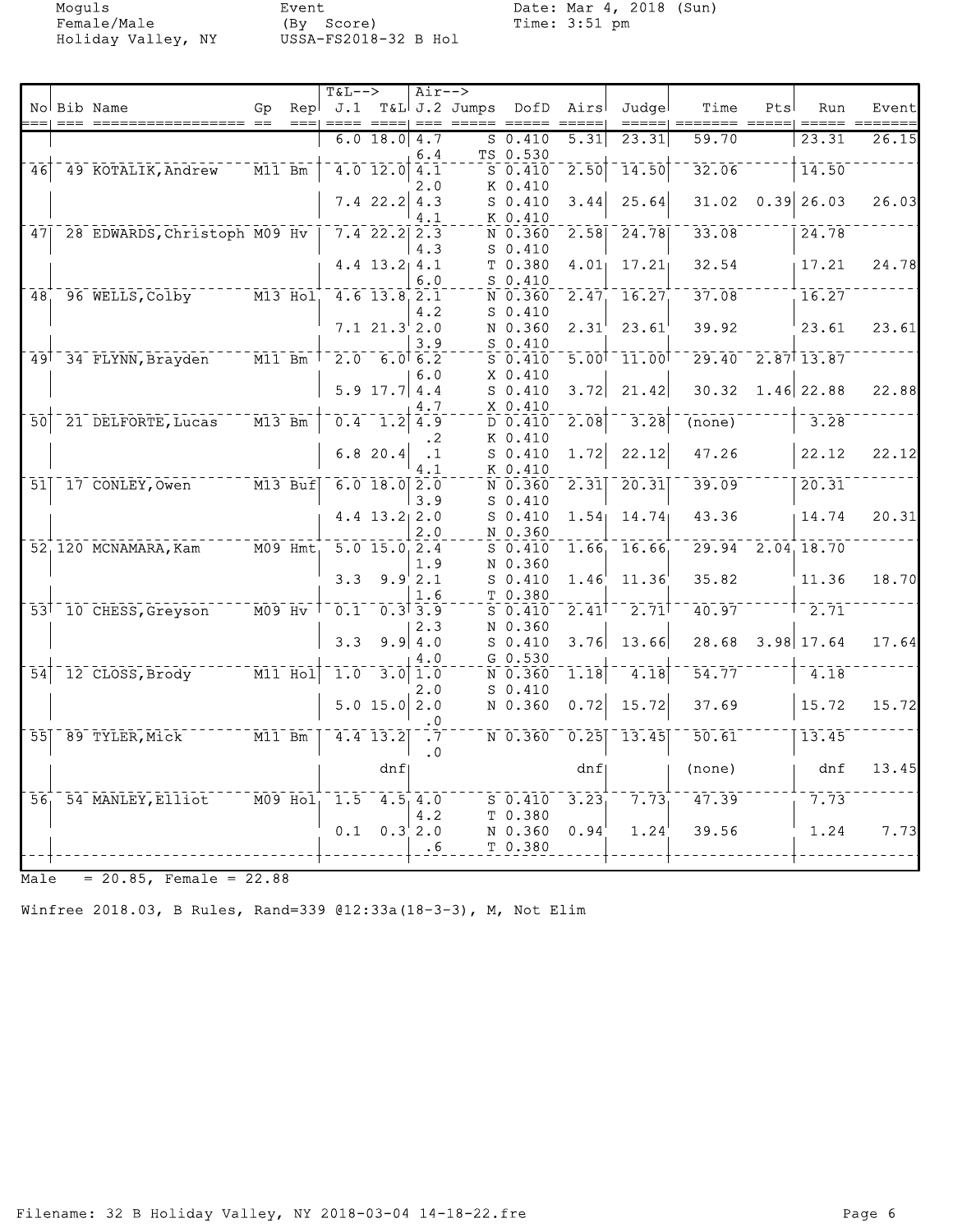Moguls
Female/Male
Holiday Valley, NY

Event
(By Score)
USSA-FS2018-32 B Hol

Date: Mar 4, 2018 (Sun)
Time: 3:51 pm

| No | Bib | Name | Gp | Rep | T&L--> J.1 | T&L | Air--> J.2 | Jumps | DofD | Airs | Judge | Time | Pts | Run | Event |
|---|---|---|---|---|---|---|---|---|---|---|---|---|---|---|---|
| | | | | | 6.0 | 18.0 | 4.7 | S | 0.410 | 5.31 | 23.31 | 59.70 | | 23.31 | 26.15 |
| | | | | | | | 6.4 | TS | 0.530 | | | | | | |
| 46 | 49 | KOTALIK, Andrew | M11 | Bm | 4.0 | 12.0 | 4.1 | S | 0.410 | 2.50 | 14.50 | 32.06 | | 14.50 | |
| | | | | | | | 2.0 | K | 0.410 | | | | | | |
| | | | | | 7.4 | 22.2 | 4.3 | S | 0.410 | 3.44 | 25.64 | 31.02 | 0.39 | 26.03 | 26.03 |
| | | | | | | | 4.1 | K | 0.410 | | | | | | |
| 47 | 28 | EDWARDS, Christoph | M09 | Hv | 7.4 | 22.2 | 2.3 | N | 0.360 | 2.58 | 24.78 | 33.08 | | 24.78 | |
| | | | | | | | 4.3 | S | 0.410 | | | | | | |
| | | | | | 4.4 | 13.2 | 4.1 | T | 0.380 | 4.01 | 17.21 | 32.54 | | 17.21 | 24.78 |
| | | | | | | | 6.0 | S | 0.410 | | | | | | |
| 48 | 96 | WELLS, Colby | M13 | Hol | 4.6 | 13.8 | 2.1 | N | 0.360 | 2.47 | 16.27 | 37.08 | | 16.27 | |
| | | | | | | | 4.2 | S | 0.410 | | | | | | |
| | | | | | 7.1 | 21.3 | 2.0 | N | 0.360 | 2.31 | 23.61 | 39.92 | | 23.61 | 23.61 |
| | | | | | | | 3.9 | S | 0.410 | | | | | | |
| 49 | 34 | FLYNN, Brayden | M11 | Bm | 2.0 | 6.0 | 6.2 | S | 0.410 | 5.00 | 11.00 | 29.40 | 2.87 | 13.87 | |
| | | | | | | | 6.0 | X | 0.410 | | | | | | |
| | | | | | 5.9 | 17.7 | 4.4 | S | 0.410 | 3.72 | 21.42 | 30.32 | 1.46 | 22.88 | 22.88 |
| | | | | | | | 4.7 | X | 0.410 | | | | | | |
| 50 | 21 | DELFORTE, Lucas | M13 | Bm | 0.4 | 1.2 | 4.9 | D | 0.410 | 2.08 | 3.28 | (none) | | 3.28 | |
| | | | | | | | .2 | K | 0.410 | | | | | | |
| | | | | | 6.8 | 20.4 | .1 | S | 0.410 | 1.72 | 22.12 | 47.26 | | 22.12 | 22.12 |
| | | | | | | | 4.1 | K | 0.410 | | | | | | |
| 51 | 17 | CONLEY, Owen | M13 | Buf | 6.0 | 18.0 | 2.0 | N | 0.360 | 2.31 | 20.31 | 39.09 | | 20.31 | |
| | | | | | | | 3.9 | S | 0.410 | | | | | | |
| | | | | | 4.4 | 13.2 | 2.0 | S | 0.410 | 1.54 | 14.74 | 43.36 | | 14.74 | 20.31 |
| | | | | | | | 2.0 | N | 0.360 | | | | | | |
| 52 | 120 | MCNAMARA, Kam | M09 | Hmt | 5.0 | 15.0 | 2.4 | S | 0.410 | 1.66 | 16.66 | 29.94 | 2.04 | 18.70 | |
| | | | | | | | 1.9 | N | 0.360 | | | | | | |
| | | | | | 3.3 | 9.9 | 2.1 | S | 0.410 | 1.46 | 11.36 | 35.82 | | 11.36 | 18.70 |
| | | | | | | | 1.6 | T | 0.380 | | | | | | |
| 53 | 10 | CHESS, Greyson | M09 | Hv | 0.1 | 0.3 | 3.9 | S | 0.410 | 2.41 | 2.71 | 40.97 | | 2.71 | |
| | | | | | | | 2.3 | N | 0.360 | | | | | | |
| | | | | | 3.3 | 9.9 | 4.0 | S | 0.410 | 3.76 | 13.66 | 28.68 | 3.98 | 17.64 | 17.64 |
| | | | | | | | 4.0 | G | 0.530 | | | | | | |
| 54 | 12 | CLOSS, Brody | M11 | Hol | 1.0 | 3.0 | 1.0 | N | 0.360 | 1.18 | 4.18 | 54.77 | | 4.18 | |
| | | | | | | | 2.0 | S | 0.410 | | | | | | |
| | | | | | 5.0 | 15.0 | 2.0 | N | 0.360 | 0.72 | 15.72 | 37.69 | | 15.72 | 15.72 |
| | | | | | | | .0 | | | | | | | | |
| 55 | 89 | TYLER, Mick | M11 | Bm | 4.4 | 13.2 | .7 | N | 0.360 | 0.25 | 13.45 | 50.61 | | 13.45 | |
| | | | | | | | .0 | | | | | | | | |
| | | | | | | dnf | | | | dnf | | (none) | | dnf | 13.45 |
| 56 | 54 | MANLEY, Elliot | M09 | Hol | 1.5 | 4.5 | 4.0 | S | 0.410 | 3.23 | 7.73 | 47.39 | | 7.73 | |
| | | | | | | | 4.2 | T | 0.380 | | | | | | |
| | | | | | 0.1 | 0.3 | 2.0 | N | 0.360 | 0.94 | 1.24 | 39.56 | | 1.24 | 7.73 |
| | | | | | | | .6 | T | 0.380 | | | | | | |

Male = 20.85, Female = 22.88

Winfree 2018.03, B Rules, Rand=339 @12:33a(18-3-3), M, Not Elim

Filename: 32 B Holiday Valley, NY 2018-03-04 14-18-22.fre